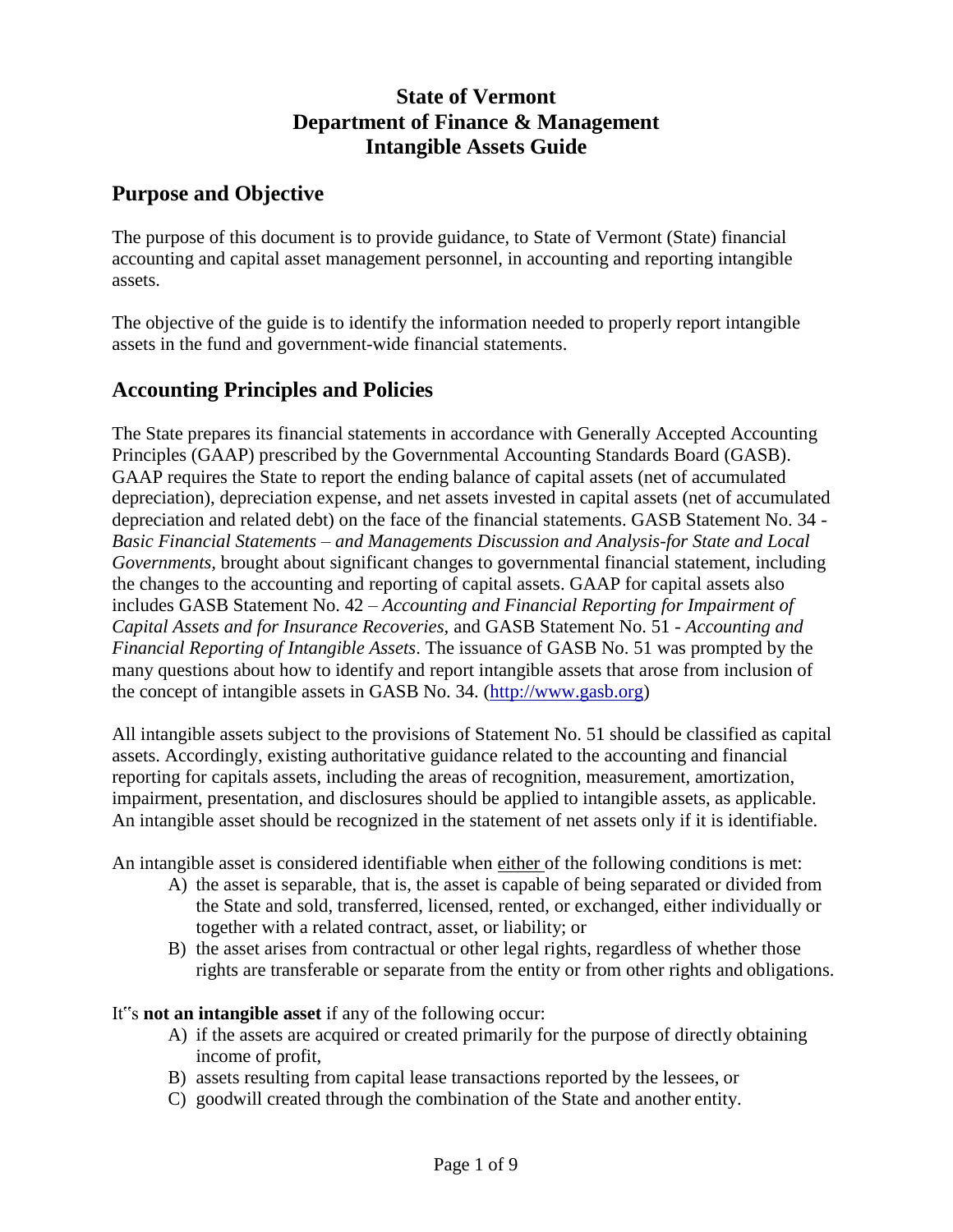# State of Vermont
# Department of Finance & Management
# Intangible Assets Guide

## Purpose and Objective

The purpose of this document is to provide guidance, to State of Vermont (State) financial accounting and capital asset management personnel, in accounting and reporting intangible assets.

The objective of the guide is to identify the information needed to properly report intangible assets in the fund and government-wide financial statements.

## Accounting Principles and Policies

The State prepares its financial statements in accordance with Generally Accepted Accounting Principles (GAAP) prescribed by the Governmental Accounting Standards Board (GASB). GAAP requires the State to report the ending balance of capital assets (net of accumulated depreciation), depreciation expense, and net assets invested in capital assets (net of accumulated depreciation and related debt) on the face of the financial statements. GASB Statement No. 34 - *Basic Financial Statements – and Managements Discussion and Analysis-for State and Local Governments,* brought about significant changes to governmental financial statement, including the changes to the accounting and reporting of capital assets. GAAP for capital assets also includes GASB Statement No. 42 – *Accounting and Financial Reporting for Impairment of Capital Assets and for Insurance Recoveries*, and GASB Statement No. 51 - *Accounting and Financial Reporting of Intangible Assets*. The issuance of GASB No. 51 was prompted by the many questions about how to identify and report intangible assets that arose from inclusion of the concept of intangible assets in GASB No. 34. (http://www.gasb.org)

All intangible assets subject to the provisions of Statement No. 51 should be classified as capital assets. Accordingly, existing authoritative guidance related to the accounting and financial reporting for capitals assets, including the areas of recognition, measurement, amortization, impairment, presentation, and disclosures should be applied to intangible assets, as applicable. An intangible asset should be recognized in the statement of net assets only if it is identifiable.

An intangible asset is considered identifiable when either of the following conditions is met:

A) the asset is separable, that is, the asset is capable of being separated or divided from the State and sold, transferred, licensed, rented, or exchanged, either individually or together with a related contract, asset, or liability; or
B) the asset arises from contractual or other legal rights, regardless of whether those rights are transferable or separate from the entity or from other rights and obligations.

It"s **not an intangible asset** if any of the following occur:

A) if the assets are acquired or created primarily for the purpose of directly obtaining income of profit,
B) assets resulting from capital lease transactions reported by the lessees, or
C) goodwill created through the combination of the State and another entity.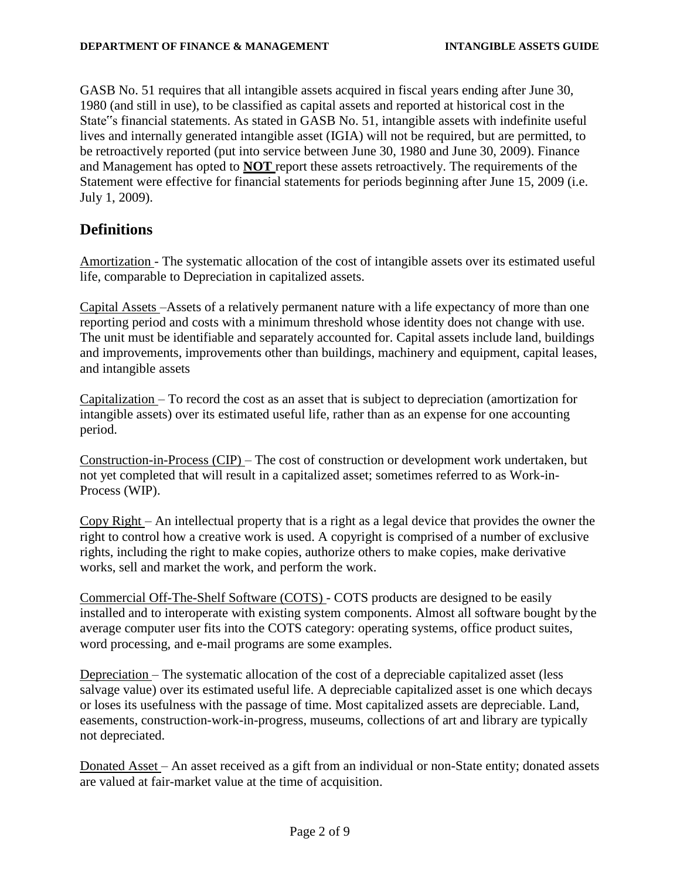GASB No. 51 requires that all intangible assets acquired in fiscal years ending after June 30, 1980 (and still in use), to be classified as capital assets and reported at historical cost in the State"s financial statements. As stated in GASB No. 51, intangible assets with indefinite useful lives and internally generated intangible asset (IGIA) will not be required, but are permitted, to be retroactively reported (put into service between June 30, 1980 and June 30, 2009). Finance and Management has opted to **NOT** report these assets retroactively. The requirements of the Statement were effective for financial statements for periods beginning after June 15, 2009 (i.e. July 1, 2009).

## Definitions

Amortization - The systematic allocation of the cost of intangible assets over its estimated useful life, comparable to Depreciation in capitalized assets.

Capital Assets –Assets of a relatively permanent nature with a life expectancy of more than one reporting period and costs with a minimum threshold whose identity does not change with use. The unit must be identifiable and separately accounted for. Capital assets include land, buildings and improvements, improvements other than buildings, machinery and equipment, capital leases, and intangible assets

Capitalization – To record the cost as an asset that is subject to depreciation (amortization for intangible assets) over its estimated useful life, rather than as an expense for one accounting period.

Construction-in-Process (CIP) – The cost of construction or development work undertaken, but not yet completed that will result in a capitalized asset; sometimes referred to as Work-in-Process (WIP).

Copy Right – An intellectual property that is a right as a legal device that provides the owner the right to control how a creative work is used. A copyright is comprised of a number of exclusive rights, including the right to make copies, authorize others to make copies, make derivative works, sell and market the work, and perform the work.

Commercial Off-The-Shelf Software (COTS) - COTS products are designed to be easily installed and to interoperate with existing system components. Almost all software bought by the average computer user fits into the COTS category: operating systems, office product suites, word processing, and e-mail programs are some examples.

Depreciation – The systematic allocation of the cost of a depreciable capitalized asset (less salvage value) over its estimated useful life. A depreciable capitalized asset is one which decays or loses its usefulness with the passage of time. Most capitalized assets are depreciable. Land, easements, construction-work-in-progress, museums, collections of art and library are typically not depreciated.

Donated Asset – An asset received as a gift from an individual or non-State entity; donated assets are valued at fair-market value at the time of acquisition.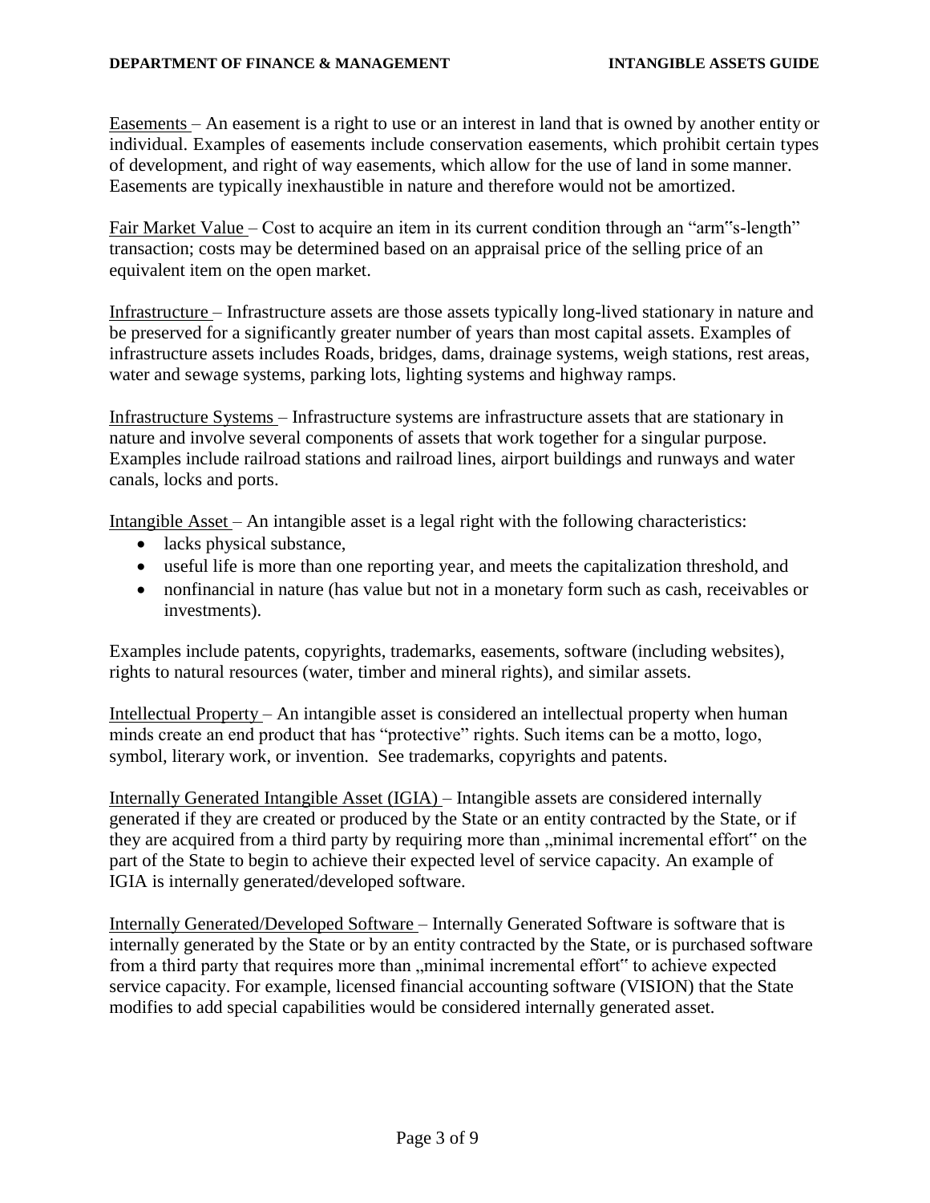<u>Easements</u> – An easement is a right to use or an interest in land that is owned by another entity or individual. Examples of easements include conservation easements, which prohibit certain types of development, and right of way easements, which allow for the use of land in some manner. Easements are typically inexhaustible in nature and therefore would not be amortized.

<u>Fair Market Value</u> – Cost to acquire an item in its current condition through an "arm‟s-length" transaction; costs may be determined based on an appraisal price of the selling price of an equivalent item on the open market.

<u>Infrastructure</u> – Infrastructure assets are those assets typically long-lived stationary in nature and be preserved for a significantly greater number of years than most capital assets. Examples of infrastructure assets includes Roads, bridges, dams, drainage systems, weigh stations, rest areas, water and sewage systems, parking lots, lighting systems and highway ramps.

<u>Infrastructure Systems</u> – Infrastructure systems are infrastructure assets that are stationary in nature and involve several components of assets that work together for a singular purpose. Examples include railroad stations and railroad lines, airport buildings and runways and water canals, locks and ports.

<u>Intangible Asset</u> – An intangible asset is a legal right with the following characteristics:

- lacks physical substance,
- useful life is more than one reporting year, and meets the capitalization threshold, and
- nonfinancial in nature (has value but not in a monetary form such as cash, receivables or investments).

Examples include patents, copyrights, trademarks, easements, software (including websites), rights to natural resources (water, timber and mineral rights), and similar assets.

<u>Intellectual Property</u> – An intangible asset is considered an intellectual property when human minds create an end product that has "protective" rights. Such items can be a motto, logo, symbol, literary work, or invention. See trademarks, copyrights and patents.

<u>Internally Generated Intangible Asset (IGIA)</u> – Intangible assets are considered internally generated if they are created or produced by the State or an entity contracted by the State, or if they are acquired from a third party by requiring more than „minimal incremental effort‟ on the part of the State to begin to achieve their expected level of service capacity. An example of IGIA is internally generated/developed software.

<u>Internally Generated/Developed Software</u> – Internally Generated Software is software that is internally generated by the State or by an entity contracted by the State, or is purchased software from a third party that requires more than „minimal incremental effort‟ to achieve expected service capacity. For example, licensed financial accounting software (VISION) that the State modifies to add special capabilities would be considered internally generated asset.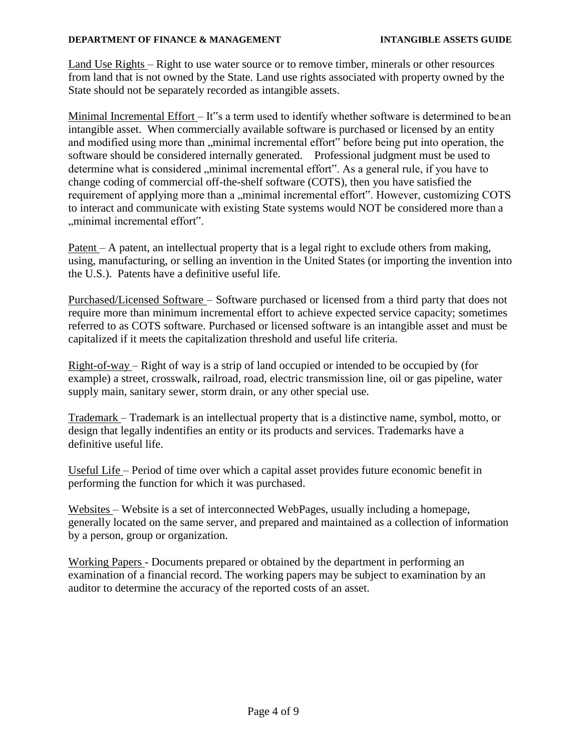Land Use Rights – Right to use water source or to remove timber, minerals or other resources from land that is not owned by the State. Land use rights associated with property owned by the State should not be separately recorded as intangible assets.

Minimal Incremental Effort – It"s a term used to identify whether software is determined to be an intangible asset. When commercially available software is purchased or licensed by an entity and modified using more than "minimal incremental effort" before being put into operation, the software should be considered internally generated. Professional judgment must be used to determine what is considered "minimal incremental effort". As a general rule, if you have to change coding of commercial off-the-shelf software (COTS), then you have satisfied the requirement of applying more than a "minimal incremental effort". However, customizing COTS to interact and communicate with existing State systems would NOT be considered more than a "minimal incremental effort".

Patent – A patent, an intellectual property that is a legal right to exclude others from making, using, manufacturing, or selling an invention in the United States (or importing the invention into the U.S.). Patents have a definitive useful life.

Purchased/Licensed Software – Software purchased or licensed from a third party that does not require more than minimum incremental effort to achieve expected service capacity; sometimes referred to as COTS software. Purchased or licensed software is an intangible asset and must be capitalized if it meets the capitalization threshold and useful life criteria.

Right-of-way – Right of way is a strip of land occupied or intended to be occupied by (for example) a street, crosswalk, railroad, road, electric transmission line, oil or gas pipeline, water supply main, sanitary sewer, storm drain, or any other special use.

Trademark – Trademark is an intellectual property that is a distinctive name, symbol, motto, or design that legally indentifies an entity or its products and services. Trademarks have a definitive useful life.

Useful Life – Period of time over which a capital asset provides future economic benefit in performing the function for which it was purchased.

Websites – Website is a set of interconnected WebPages, usually including a homepage, generally located on the same server, and prepared and maintained as a collection of information by a person, group or organization.

Working Papers - Documents prepared or obtained by the department in performing an examination of a financial record. The working papers may be subject to examination by an auditor to determine the accuracy of the reported costs of an asset.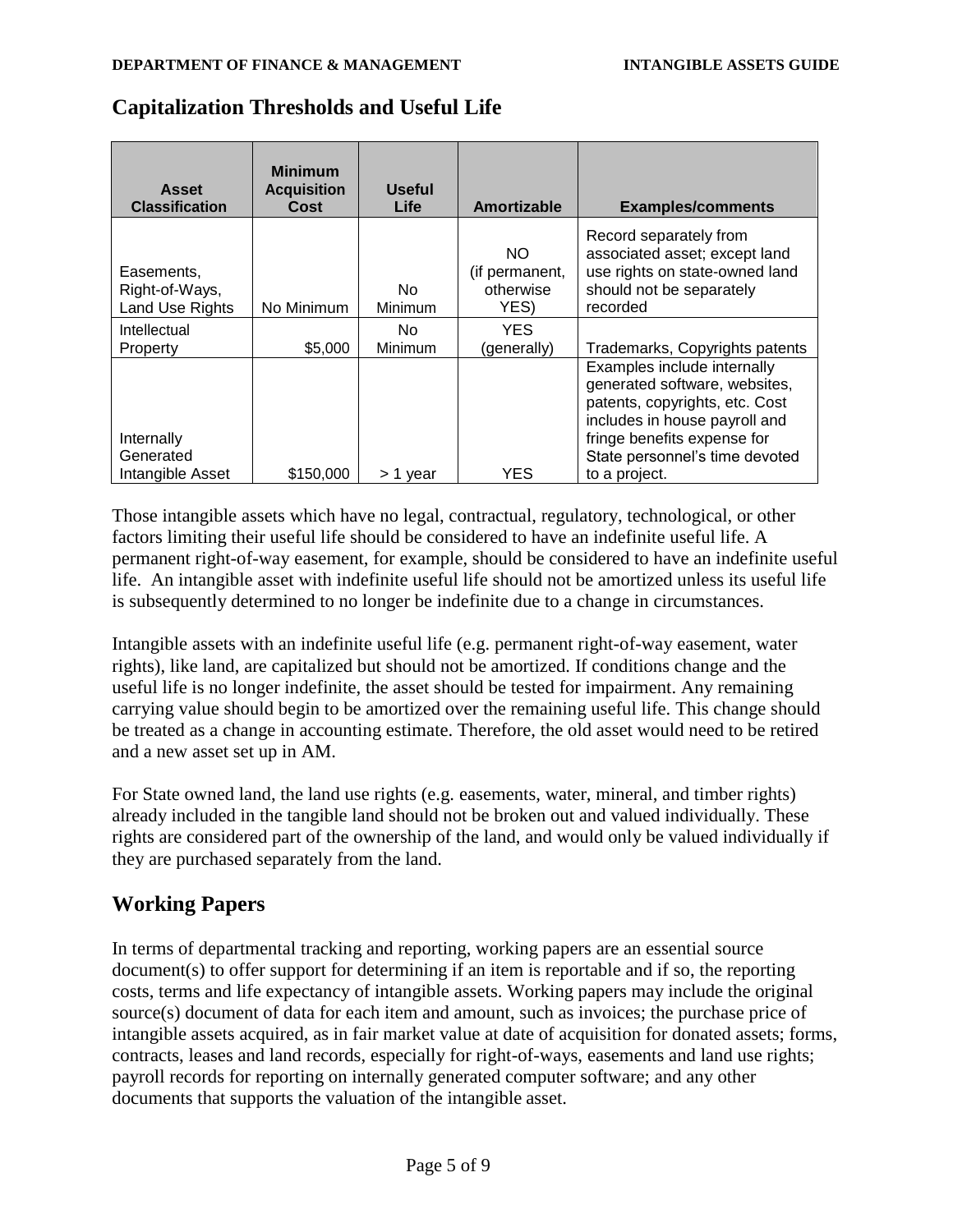## Capitalization Thresholds and Useful Life

| Asset Classification | Minimum Acquisition Cost | Useful Life | Amortizable | Examples/comments |
|---|---|---|---|---|
| Easements, Right-of-Ways, Land Use Rights | No Minimum | No Minimum | NO (if permanent, otherwise YES) | Record separately from associated asset; except land use rights on state-owned land should not be separately recorded |
| Intellectual Property | $5,000 | No Minimum | YES (generally) | Trademarks, Copyrights patents |
| Internally Generated Intangible Asset | $150,000 | > 1 year | YES | Examples include internally generated software, websites, patents, copyrights, etc. Cost includes in house payroll and fringe benefits expense for State personnel's time devoted to a project. |

Those intangible assets which have no legal, contractual, regulatory, technological, or other factors limiting their useful life should be considered to have an indefinite useful life. A permanent right-of-way easement, for example, should be considered to have an indefinite useful life. An intangible asset with indefinite useful life should not be amortized unless its useful life is subsequently determined to no longer be indefinite due to a change in circumstances.

Intangible assets with an indefinite useful life (e.g. permanent right-of-way easement, water rights), like land, are capitalized but should not be amortized. If conditions change and the useful life is no longer indefinite, the asset should be tested for impairment. Any remaining carrying value should begin to be amortized over the remaining useful life. This change should be treated as a change in accounting estimate. Therefore, the old asset would need to be retired and a new asset set up in AM.

For State owned land, the land use rights (e.g. easements, water, mineral, and timber rights) already included in the tangible land should not be broken out and valued individually. These rights are considered part of the ownership of the land, and would only be valued individually if they are purchased separately from the land.

## Working Papers

In terms of departmental tracking and reporting, working papers are an essential source document(s) to offer support for determining if an item is reportable and if so, the reporting costs, terms and life expectancy of intangible assets. Working papers may include the original source(s) document of data for each item and amount, such as invoices; the purchase price of intangible assets acquired, as in fair market value at date of acquisition for donated assets; forms, contracts, leases and land records, especially for right-of-ways, easements and land use rights; payroll records for reporting on internally generated computer software; and any other documents that supports the valuation of the intangible asset.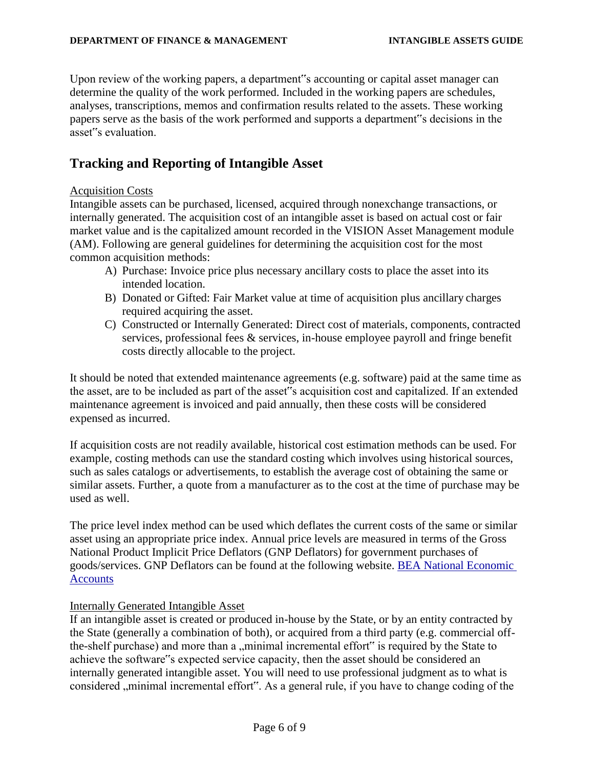Upon review of the working papers, a department‟s accounting or capital asset manager can determine the quality of the work performed. Included in the working papers are schedules, analyses, transcriptions, memos and confirmation results related to the assets. These working papers serve as the basis of the work performed and supports a department‟s decisions in the asset‟s evaluation.

## Tracking and Reporting of Intangible Asset

Acquisition Costs

Intangible assets can be purchased, licensed, acquired through nonexchange transactions, or internally generated. The acquisition cost of an intangible asset is based on actual cost or fair market value and is the capitalized amount recorded in the VISION Asset Management module (AM). Following are general guidelines for determining the acquisition cost for the most common acquisition methods:

A) Purchase: Invoice price plus necessary ancillary costs to place the asset into its intended location.
B) Donated or Gifted: Fair Market value at time of acquisition plus ancillary charges required acquiring the asset.
C) Constructed or Internally Generated: Direct cost of materials, components, contracted services, professional fees & services, in-house employee payroll and fringe benefit costs directly allocable to the project.

It should be noted that extended maintenance agreements (e.g. software) paid at the same time as the asset, are to be included as part of the asset‟s acquisition cost and capitalized. If an extended maintenance agreement is invoiced and paid annually, then these costs will be considered expensed as incurred.

If acquisition costs are not readily available, historical cost estimation methods can be used. For example, costing methods can use the standard costing which involves using historical sources, such as sales catalogs or advertisements, to establish the average cost of obtaining the same or similar assets. Further, a quote from a manufacturer as to the cost at the time of purchase may be used as well.

The price level index method can be used which deflates the current costs of the same or similar asset using an appropriate price index. Annual price levels are measured in terms of the Gross National Product Implicit Price Deflators (GNP Deflators) for government purchases of goods/services. GNP Deflators can be found at the following website. BEA National Economic Accounts

Internally Generated Intangible Asset

If an intangible asset is created or produced in-house by the State, or by an entity contracted by the State (generally a combination of both), or acquired from a third party (e.g. commercial off-the-shelf purchase) and more than a „minimal incremental effort‟ is required by the State to achieve the software‟s expected service capacity, then the asset should be considered an internally generated intangible asset. You will need to use professional judgment as to what is considered „minimal incremental effort‟. As a general rule, if you have to change coding of the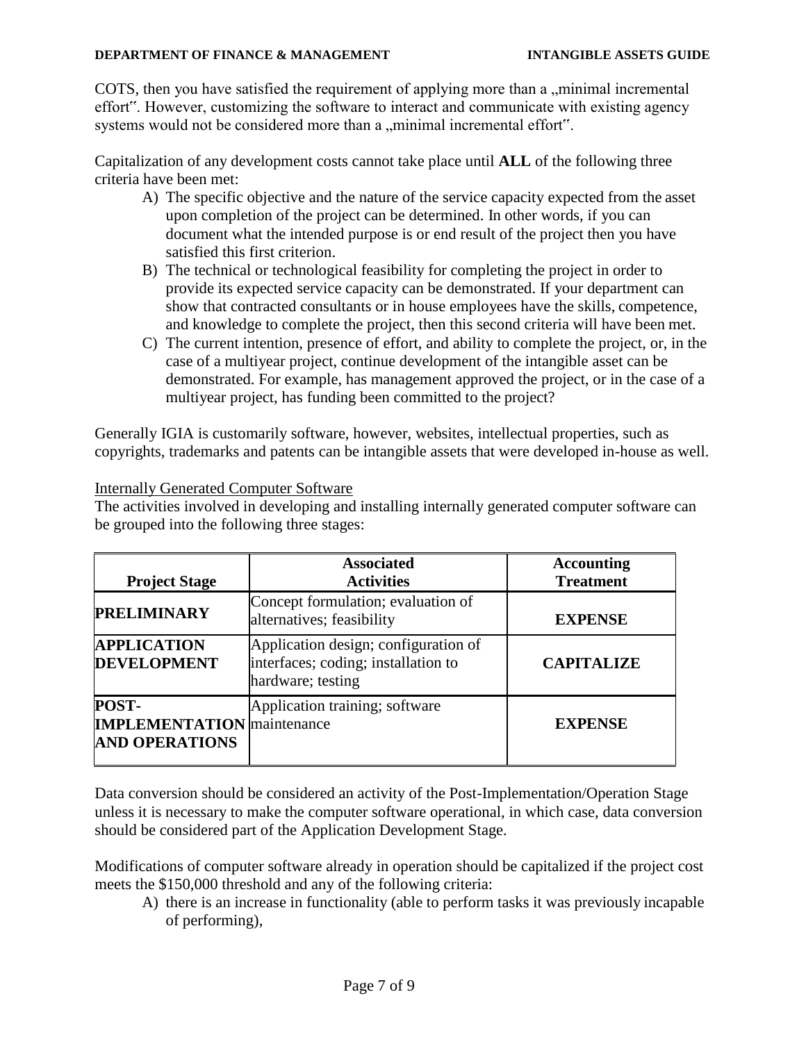COTS, then you have satisfied the requirement of applying more than a „minimal incremental effort". However, customizing the software to interact and communicate with existing agency systems would not be considered more than a „minimal incremental effort".

Capitalization of any development costs cannot take place until **ALL** of the following three criteria have been met:

A) The specific objective and the nature of the service capacity expected from the asset upon completion of the project can be determined. In other words, if you can document what the intended purpose is or end result of the project then you have satisfied this first criterion.
B) The technical or technological feasibility for completing the project in order to provide its expected service capacity can be demonstrated. If your department can show that contracted consultants or in house employees have the skills, competence, and knowledge to complete the project, then this second criteria will have been met.
C) The current intention, presence of effort, and ability to complete the project, or, in the case of a multiyear project, continue development of the intangible asset can be demonstrated. For example, has management approved the project, or in the case of a multiyear project, has funding been committed to the project?

Generally IGIA is customarily software, however, websites, intellectual properties, such as copyrights, trademarks and patents can be intangible assets that were developed in-house as well.

<u>Internally Generated Computer Software</u>

The activities involved in developing and installing internally generated computer software can be grouped into the following three stages:

| Project Stage | Associated Activities | Accounting Treatment |
|---|---|---|
| **PRELIMINARY** | Concept formulation; evaluation of alternatives; feasibility | **EXPENSE** |
| **APPLICATION DEVELOPMENT** | Application design; configuration of interfaces; coding; installation to hardware; testing | **CAPITALIZE** |
| **POST-IMPLEMENTATION AND OPERATIONS** | Application training; software maintenance | **EXPENSE** |

Data conversion should be considered an activity of the Post-Implementation/Operation Stage unless it is necessary to make the computer software operational, in which case, data conversion should be considered part of the Application Development Stage.

Modifications of computer software already in operation should be capitalized if the project cost meets the $150,000 threshold and any of the following criteria:

A) there is an increase in functionality (able to perform tasks it was previously incapable of performing),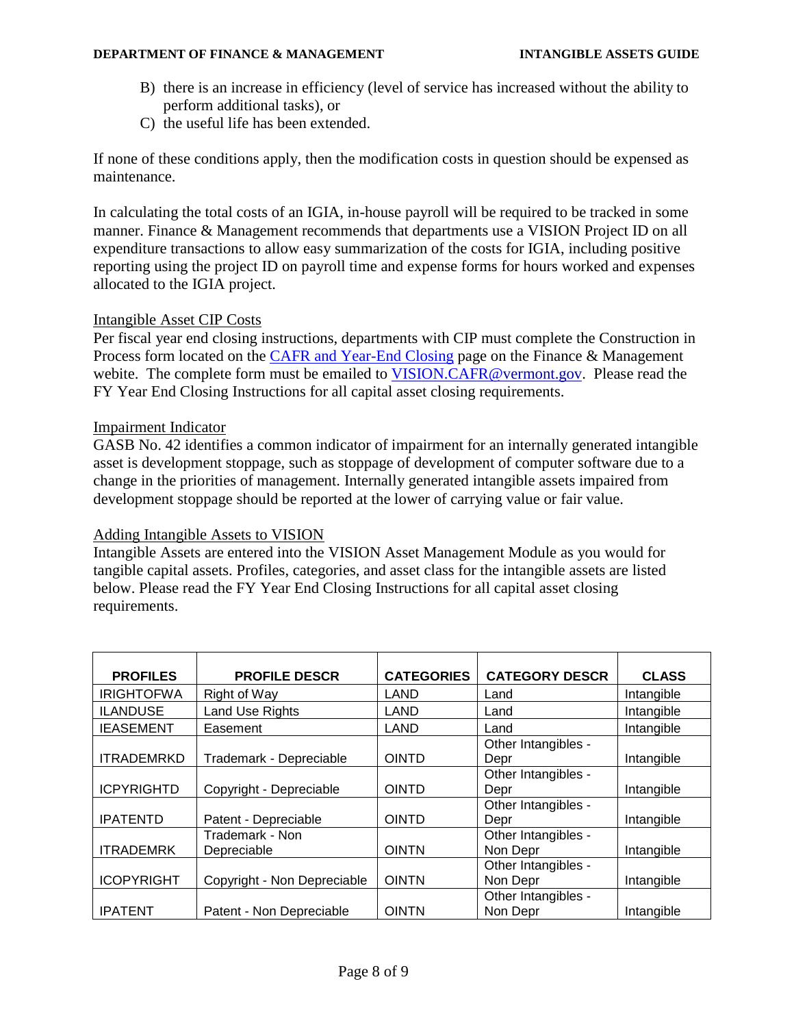B) there is an increase in efficiency (level of service has increased without the ability to perform additional tasks), or
C) the useful life has been extended.

If none of these conditions apply, then the modification costs in question should be expensed as maintenance.

In calculating the total costs of an IGIA, in-house payroll will be required to be tracked in some manner. Finance & Management recommends that departments use a VISION Project ID on all expenditure transactions to allow easy summarization of the costs for IGIA, including positive reporting using the project ID on payroll time and expense forms for hours worked and expenses allocated to the IGIA project.

## Intangible Asset CIP Costs

Per fiscal year end closing instructions, departments with CIP must complete the Construction in Process form located on the CAFR and Year-End Closing page on the Finance & Management webite. The complete form must be emailed to VISION.CAFR@vermont.gov. Please read the FY Year End Closing Instructions for all capital asset closing requirements.

## Impairment Indicator

GASB No. 42 identifies a common indicator of impairment for an internally generated intangible asset is development stoppage, such as stoppage of development of computer software due to a change in the priorities of management. Internally generated intangible assets impaired from development stoppage should be reported at the lower of carrying value or fair value.

## Adding Intangible Assets to VISION

Intangible Assets are entered into the VISION Asset Management Module as you would for tangible capital assets. Profiles, categories, and asset class for the intangible assets are listed below. Please read the FY Year End Closing Instructions for all capital asset closing requirements.

| PROFILES | PROFILE DESCR | CATEGORIES | CATEGORY DESCR | CLASS |
|---|---|---|---|---|
| IRIGHTOFWA | Right of Way | LAND | Land | Intangible |
| ILANDUSE | Land Use Rights | LAND | Land | Intangible |
| IEASEMENT | Easement | LAND | Land | Intangible |
| ITRADEMRKD | Trademark - Depreciable | OINTD | Other Intangibles - Depr | Intangible |
| ICPYRIGHTD | Copyright - Depreciable | OINTD | Other Intangibles - Depr | Intangible |
| IPATENTD | Patent - Depreciable | OINTD | Other Intangibles - Depr | Intangible |
| ITRADEMRK | Trademark - Non Depreciable | OINTN | Other Intangibles - Non Depr | Intangible |
| ICOPYRIGHT | Copyright - Non Depreciable | OINTN | Other Intangibles - Non Depr | Intangible |
| IPATENT | Patent - Non Depreciable | OINTN | Other Intangibles - Non Depr | Intangible |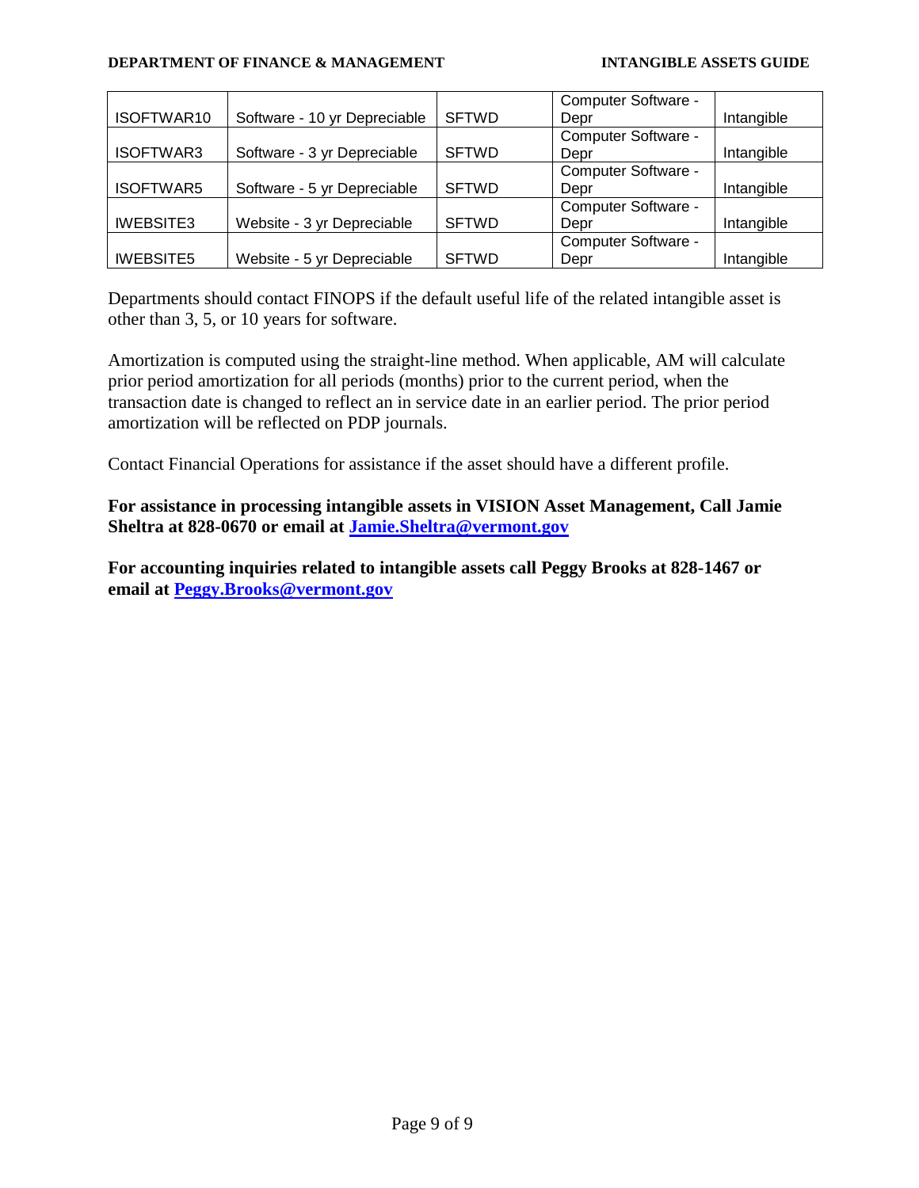| | | | | |
|---|---|---|---|---|
| ISOFTWAR10 | Software - 10 yr Depreciable | SFTWD | Computer Software - Depr | Intangible |
| ISOFTWAR3 | Software - 3 yr Depreciable | SFTWD | Computer Software - Depr | Intangible |
| ISOFTWAR5 | Software - 5 yr Depreciable | SFTWD | Computer Software - Depr | Intangible |
| IWEBSITE3 | Website - 3 yr Depreciable | SFTWD | Computer Software - Depr | Intangible |
| IWEBSITE5 | Website - 5 yr Depreciable | SFTWD | Computer Software - Depr | Intangible |

Departments should contact FINOPS if the default useful life of the related intangible asset is other than 3, 5, or 10 years for software.

Amortization is computed using the straight-line method. When applicable, AM will calculate prior period amortization for all periods (months) prior to the current period, when the transaction date is changed to reflect an in service date in an earlier period. The prior period amortization will be reflected on PDP journals.

Contact Financial Operations for assistance if the asset should have a different profile.

**For assistance in processing intangible assets in VISION Asset Management, Call Jamie Sheltra at 828-0670 or email at [Jamie.Sheltra@vermont.gov](mailto:Jamie.Sheltra@vermont.gov)**

**For accounting inquiries related to intangible assets call Peggy Brooks at 828-1467 or email at [Peggy.Brooks@vermont.gov](mailto:Peggy.Brooks@vermont.gov)**